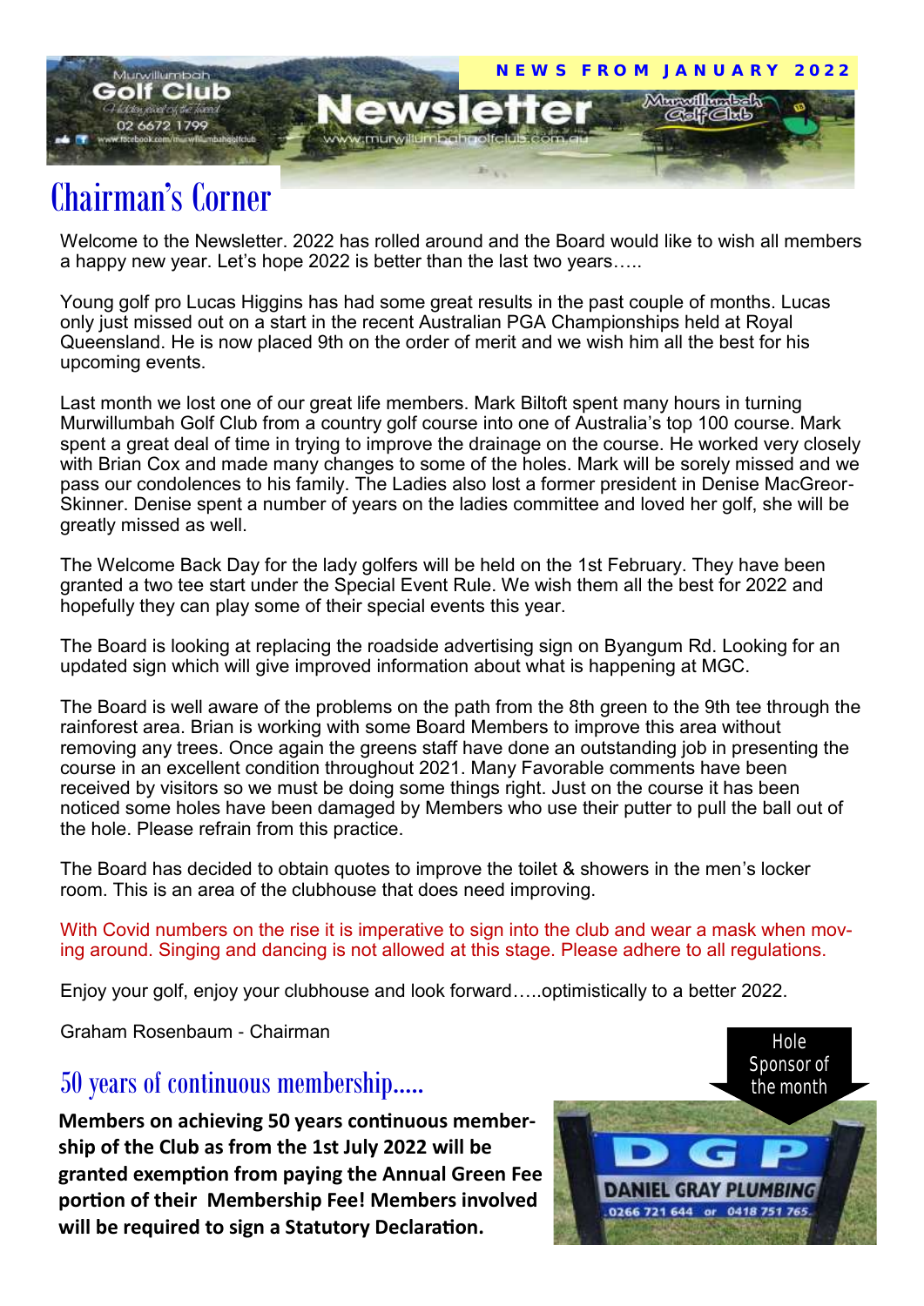NEWS FROM JANUARY 2022

# Newsletter

Murwillumbah Golf Club
02 6672 1799
www.facebook.com/murwillumbahgolfclub
www.murwillumbahgolfclub.com.au

## Chairman's Corner

Welcome to the Newsletter. 2022 has rolled around and the Board would like to wish all members a happy new year. Let's hope 2022 is better than the last two years…..

Young golf pro Lucas Higgins has had some great results in the past couple of months. Lucas only just missed out on a start in the recent Australian PGA Championships held at Royal Queensland. He is now placed 9th on the order of merit and we wish him all the best for his upcoming events.

Last month we lost one of our great life members. Mark Biltoft spent many hours in turning Murwillumbah Golf Club from a country golf course into one of Australia's top 100 course. Mark spent a great deal of time in trying to improve the drainage on the course. He worked very closely with Brian Cox and made many changes to some of the holes. Mark will be sorely missed and we pass our condolences to his family. The Ladies also lost a former president in Denise MacGreor-Skinner. Denise spent a number of years on the ladies committee and loved her golf, she will be greatly missed as well.

The Welcome Back Day for the lady golfers will be held on the 1st February. They have been granted a two tee start under the Special Event Rule. We wish them all the best for 2022 and hopefully they can play some of their special events this year.

The Board is looking at replacing the roadside advertising sign on Byangum Rd. Looking for an updated sign which will give improved information about what is happening at MGC.

The Board is well aware of the problems on the path from the 8th green to the 9th tee through the rainforest area. Brian is working with some Board Members to improve this area without removing any trees. Once again the greens staff have done an outstanding job in presenting the course in an excellent condition throughout 2021. Many Favorable comments have been received by visitors so we must be doing some things right. Just on the course it has been noticed some holes have been damaged by Members who use their putter to pull the ball out of the hole. Please refrain from this practice.

The Board has decided to obtain quotes to improve the toilet & showers in the men's locker room. This is an area of the clubhouse that does need improving.

With Covid numbers on the rise it is imperative to sign into the club and wear a mask when moving around. Singing and dancing is not allowed at this stage. Please adhere to all regulations.

Enjoy your golf, enjoy your clubhouse and look forward…..optimistically to a better 2022.

Graham Rosenbaum - Chairman

## 50 years of continuous membership.....

**Members on achieving 50 years continuous membership of the Club as from the 1st July 2022 will be granted exemption from paying the Annual Green Fee portion of their Membership Fee! Members involved will be required to sign a Statutory Declaration.**

Hole Sponsor of the month

DGP
DANIEL GRAY PLUMBING
0266 721 644 or 0418 751 765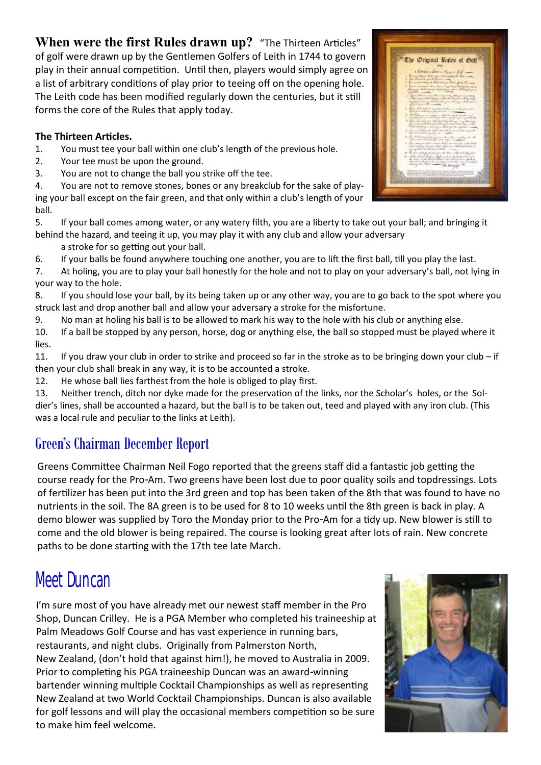**When were the first Rules drawn up?** "The Thirteen Articles" of golf were drawn up by the Gentlemen Golfers of Leith in 1744 to govern play in their annual competition. Until then, players would simply agree on a list of arbitrary conditions of play prior to teeing off on the opening hole. The Leith code has been modified regularly down the centuries, but it still forms the core of the Rules that apply today.

**The Thirteen Articles.**

1. You must tee your ball within one club's length of the previous hole.
2. Your tee must be upon the ground.
3. You are not to change the ball you strike off the tee.
4. You are not to remove stones, bones or any breakclub for the sake of playing your ball except on the fair green, and that only within a club's length of your ball.
5. If your ball comes among water, or any watery filth, you are a liberty to take out your ball; and bringing it behind the hazard, and teeing it up, you may play it with any club and allow your adversary a stroke for so getting out your ball.
6. If your balls be found anywhere touching one another, you are to lift the first ball, till you play the last.
7. At holing, you are to play your ball honestly for the hole and not to play on your adversary's ball, not lying in your way to the hole.
8. If you should lose your ball, by its being taken up or any other way, you are to go back to the spot where you struck last and drop another ball and allow your adversary a stroke for the misfortune.
9. No man at holing his ball is to be allowed to mark his way to the hole with his club or anything else.
10. If a ball be stopped by any person, horse, dog or anything else, the ball so stopped must be played where it lies.
11. If you draw your club in order to strike and proceed so far in the stroke as to be bringing down your club – if then your club shall break in any way, it is to be accounted a stroke.
12. He whose ball lies farthest from the hole is obliged to play first.
13. Neither trench, ditch nor dyke made for the preservation of the links, nor the Scholar's holes, or the Soldier's lines, shall be accounted a hazard, but the ball is to be taken out, teed and played with any iron club. (This was a local rule and peculiar to the links at Leith).

## Green's Chairman December Report

Greens Committee Chairman Neil Fogo reported that the greens staff did a fantastic job getting the course ready for the Pro-Am. Two greens have been lost due to poor quality soils and topdressings. Lots of fertilizer has been put into the 3rd green and top has been taken of the 8th that was found to have no nutrients in the soil. The 8A green is to be used for 8 to 10 weeks until the 8th green is back in play. A demo blower was supplied by Toro the Monday prior to the Pro-Am for a tidy up. New blower is still to come and the old blower is being repaired. The course is looking great after lots of rain. New concrete paths to be done starting with the 17th tee late March.

# Meet Duncan

I'm sure most of you have already met our newest staff member in the Pro Shop, Duncan Crilley. He is a PGA Member who completed his traineeship at Palm Meadows Golf Course and has vast experience in running bars, restaurants, and night clubs. Originally from Palmerston North, New Zealand, (don't hold that against him!), he moved to Australia in 2009. Prior to completing his PGA traineeship Duncan was an award-winning bartender winning multiple Cocktail Championships as well as representing New Zealand at two World Cocktail Championships. Duncan is also available for golf lessons and will play the occasional members competition so be sure to make him feel welcome.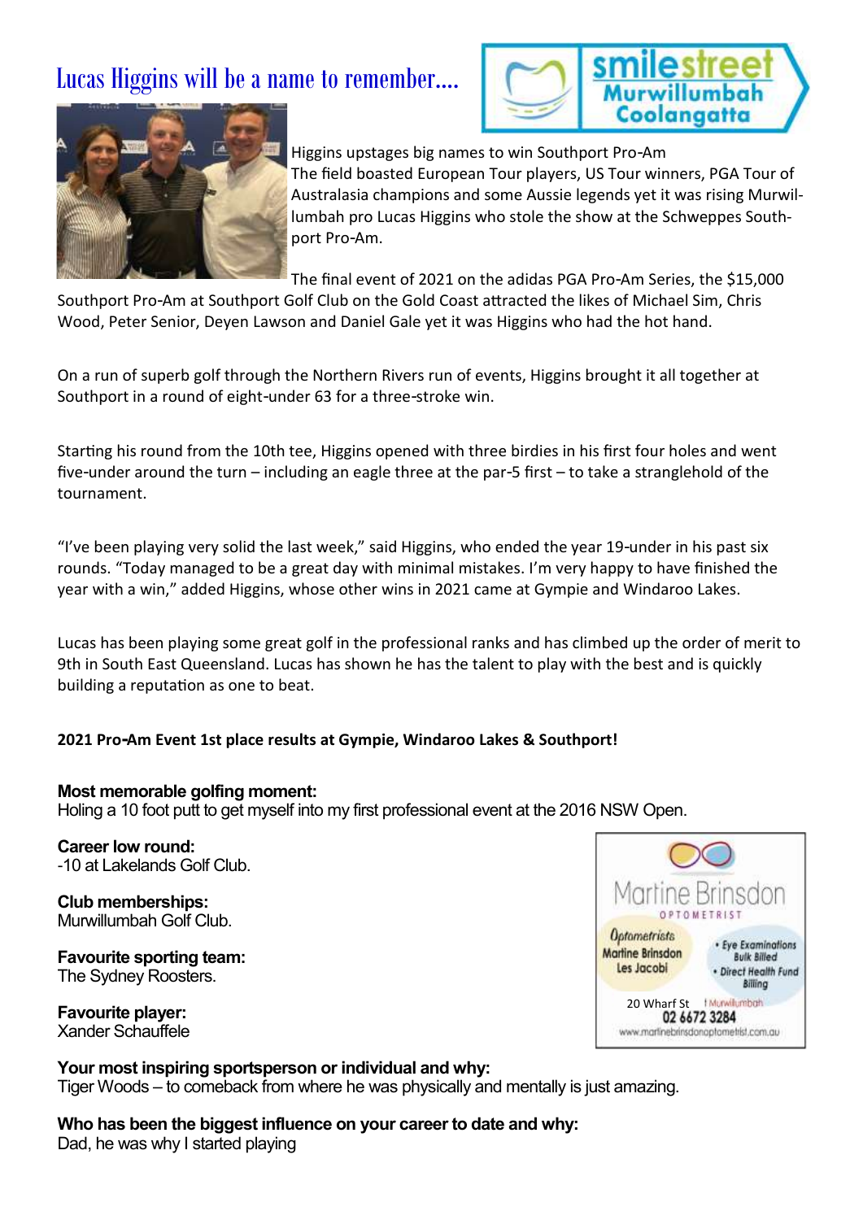# Lucas Higgins will be a name to remember….

smilestreet Murwillumbah Coolangatta

Higgins upstages big names to win Southport Pro-Am

The field boasted European Tour players, US Tour winners, PGA Tour of Australasia champions and some Aussie legends yet it was rising Murwillumbah pro Lucas Higgins who stole the show at the Schweppes Southport Pro-Am.

The final event of 2021 on the adidas PGA Pro-Am Series, the $15,000 Southport Pro-Am at Southport Golf Club on the Gold Coast attracted the likes of Michael Sim, Chris Wood, Peter Senior, Deyen Lawson and Daniel Gale yet it was Higgins who had the hot hand.

On a run of superb golf through the Northern Rivers run of events, Higgins brought it all together at Southport in a round of eight-under 63 for a three-stroke win.

Starting his round from the 10th tee, Higgins opened with three birdies in his first four holes and went five-under around the turn – including an eagle three at the par-5 first – to take a stranglehold of the tournament.

"I've been playing very solid the last week," said Higgins, who ended the year 19-under in his past six rounds. "Today managed to be a great day with minimal mistakes. I'm very happy to have finished the year with a win," added Higgins, whose other wins in 2021 came at Gympie and Windaroo Lakes.

Lucas has been playing some great golf in the professional ranks and has climbed up the order of merit to 9th in South East Queensland. Lucas has shown he has the talent to play with the best and is quickly building a reputation as one to beat.

**2021 Pro-Am Event 1st place results at Gympie, Windaroo Lakes & Southport!**

**Most memorable golfing moment:**
Holing a 10 foot putt to get myself into my first professional event at the 2016 NSW Open.

**Career low round:**
-10 at Lakelands Golf Club.

**Club memberships:**
Murwillumbah Golf Club.

**Favourite sporting team:**
The Sydney Roosters.

**Favourite player:**
Xander Schauffele

**Your most inspiring sportsperson or individual and why:**
Tiger Woods – to comeback from where he was physically and mentally is just amazing.

**Who has been the biggest influence on your career to date and why:**
Dad, he was why I started playing

Martine Brinsdon OPTOMETRIST

Optometrists Martine Brinsdon Les Jacobi

- Eye Examinations Bulk Billed
- Direct Health Fund Billing

20 Wharf St Murwillumbah 02 6672 3284
www.martinebrinsdonoptometrist.com.au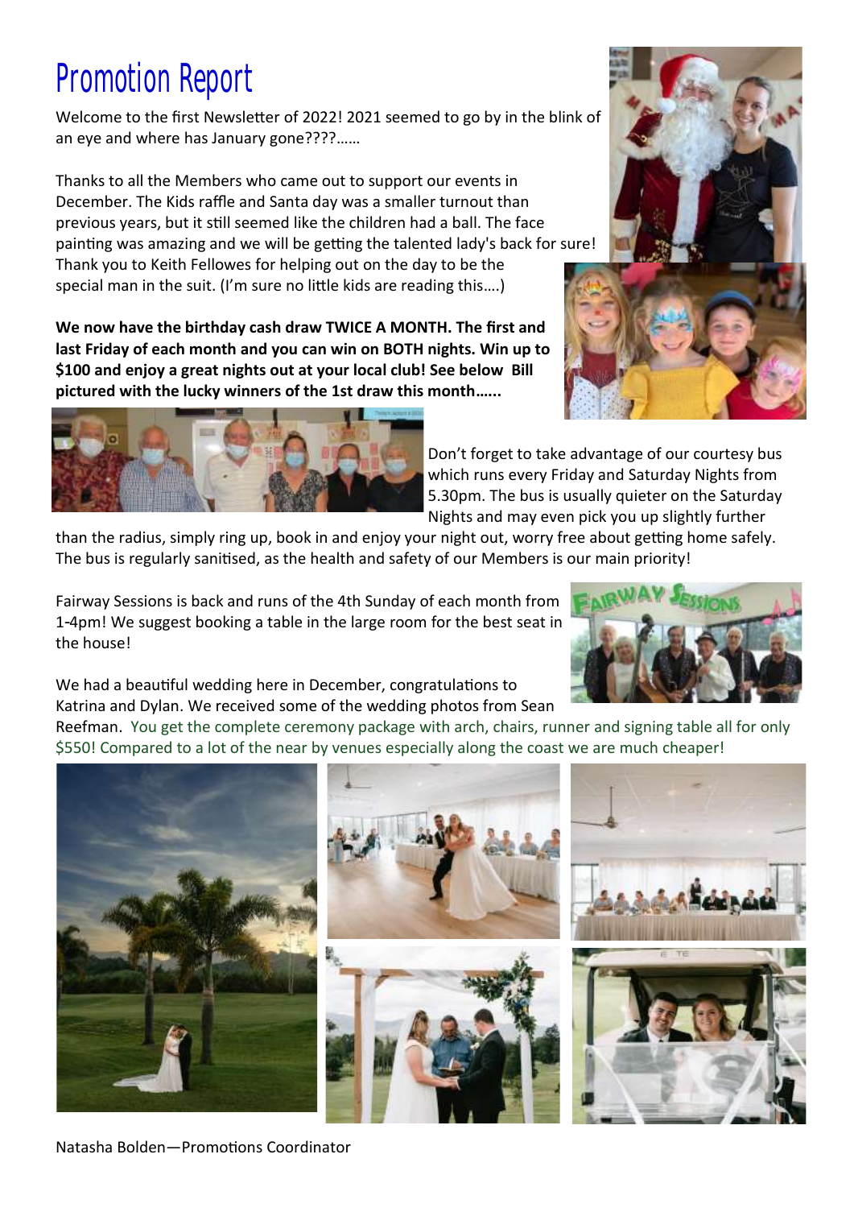# Promotion Report

Welcome to the first Newsletter of 2022! 2021 seemed to go by in the blink of an eye and where has January gone????……

Thanks to all the Members who came out to support our events in December. The Kids raffle and Santa day was a smaller turnout than previous years, but it still seemed like the children had a ball. The face painting was amazing and we will be getting the talented lady's back for sure! Thank you to Keith Fellowes for helping out on the day to be the special man in the suit. (I'm sure no little kids are reading this….)

**We now have the birthday cash draw TWICE A MONTH. The first and last Friday of each month and you can win on BOTH nights. Win up to $100 and enjoy a great nights out at your local club! See below Bill pictured with the lucky winners of the 1st draw this month……**

Don't forget to take advantage of our courtesy bus which runs every Friday and Saturday Nights from 5.30pm. The bus is usually quieter on the Saturday Nights and may even pick you up slightly further than the radius, simply ring up, book in and enjoy your night out, worry free about getting home safely. The bus is regularly sanitised, as the health and safety of our Members is our main priority!

Fairway Sessions is back and runs of the 4th Sunday of each month from 1-4pm! We suggest booking a table in the large room for the best seat in the house!

We had a beautiful wedding here in December, congratulations to Katrina and Dylan. We received some of the wedding photos from Sean Reefman. You get the complete ceremony package with arch, chairs, runner and signing table all for only $550! Compared to a lot of the near by venues especially along the coast we are much cheaper!

Natasha Bolden—Promotions Coordinator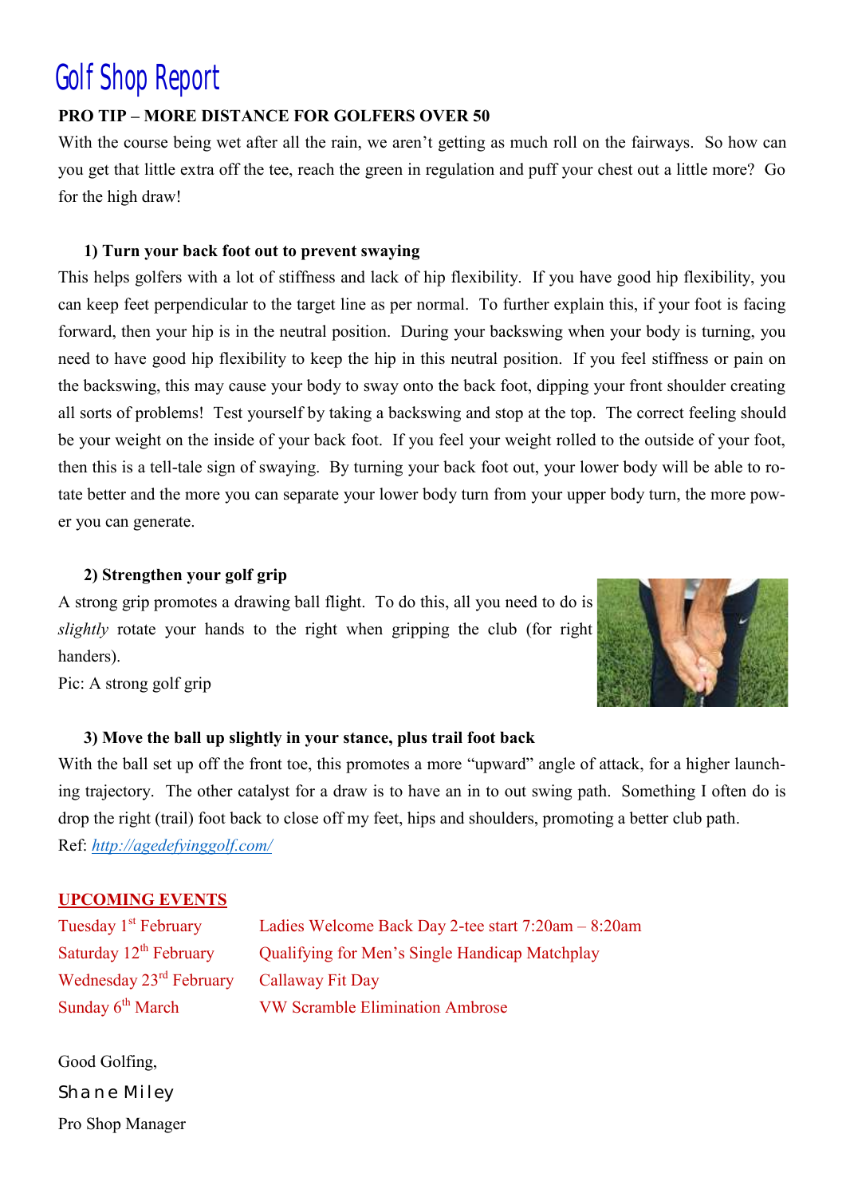# Golf Shop Report

**PRO TIP – MORE DISTANCE FOR GOLFERS OVER 50**

With the course being wet after all the rain, we aren't getting as much roll on the fairways. So how can you get that little extra off the tee, reach the green in regulation and puff your chest out a little more? Go for the high draw!

**1) Turn your back foot out to prevent swaying**

This helps golfers with a lot of stiffness and lack of hip flexibility. If you have good hip flexibility, you can keep feet perpendicular to the target line as per normal. To further explain this, if your foot is facing forward, then your hip is in the neutral position. During your backswing when your body is turning, you need to have good hip flexibility to keep the hip in this neutral position. If you feel stiffness or pain on the backswing, this may cause your body to sway onto the back foot, dipping your front shoulder creating all sorts of problems! Test yourself by taking a backswing and stop at the top. The correct feeling should be your weight on the inside of your back foot. If you feel your weight rolled to the outside of your foot, then this is a tell-tale sign of swaying. By turning your back foot out, your lower body will be able to rotate better and the more you can separate your lower body turn from your upper body turn, the more power you can generate.

**2) Strengthen your golf grip**

A strong grip promotes a drawing ball flight. To do this, all you need to do is *slightly* rotate your hands to the right when gripping the club (for right handers).

Pic: A strong golf grip

**3) Move the ball up slightly in your stance, plus trail foot back**

With the ball set up off the front toe, this promotes a more "upward" angle of attack, for a higher launching trajectory. The other catalyst for a draw is to have an in to out swing path. Something I often do is drop the right (trail) foot back to close off my feet, hips and shoulders, promoting a better club path.

Ref: *http://agedefyinggolf.com/*

**UPCOMING EVENTS**

| | |
|---|---|
| Tuesday 1st February | Ladies Welcome Back Day 2-tee start 7:20am – 8:20am |
| Saturday 12th February | Qualifying for Men's Single Handicap Matchplay |
| Wednesday 23rd February | Callaway Fit Day |
| Sunday 6th March | VW Scramble Elimination Ambrose |

Good Golfing,

Shane Miley

Pro Shop Manager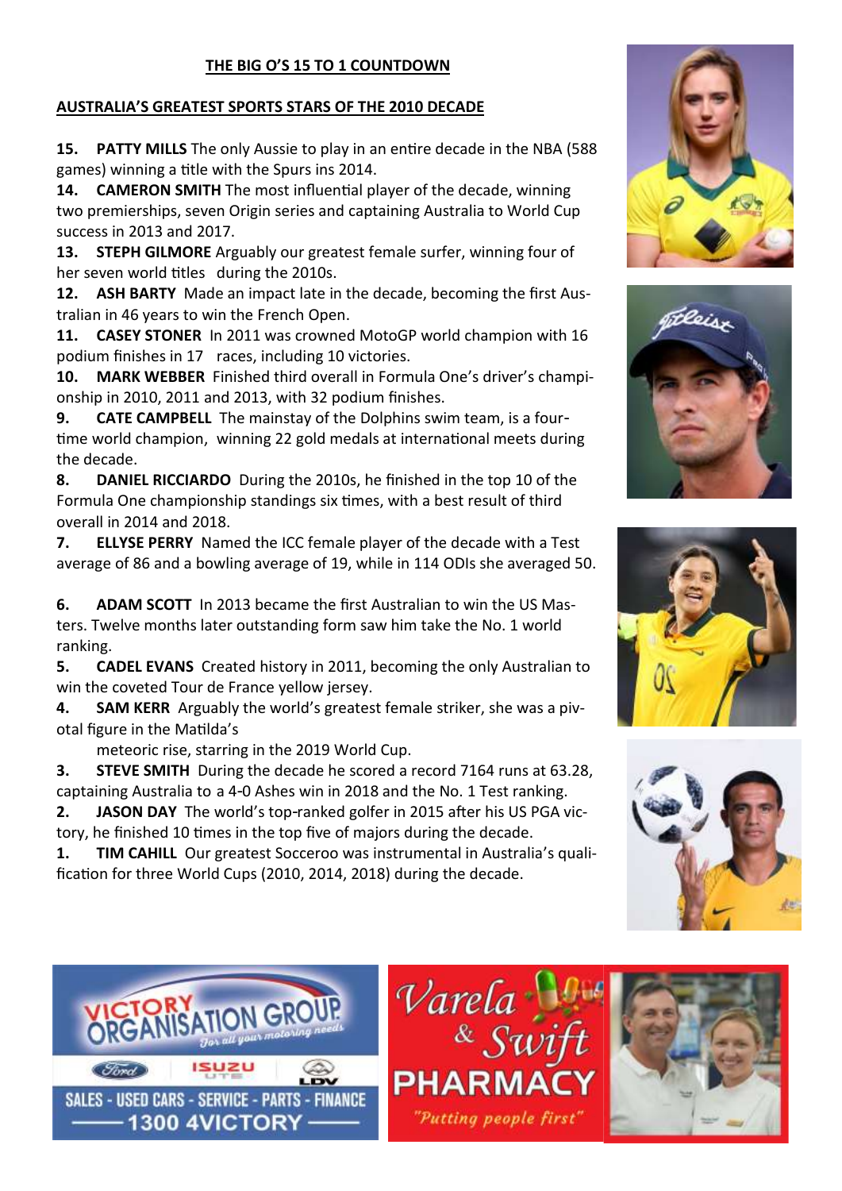**THE BIG O'S 15 TO 1 COUNTDOWN**

**AUSTRALIA'S GREATEST SPORTS STARS OF THE 2010 DECADE**

**15. PATTY MILLS** The only Aussie to play in an entire decade in the NBA (588 games) winning a title with the Spurs ins 2014.

**14. CAMERON SMITH** The most influential player of the decade, winning two premierships, seven Origin series and captaining Australia to World Cup success in 2013 and 2017.

**13. STEPH GILMORE** Arguably our greatest female surfer, winning four of her seven world titles during the 2010s.

**12. ASH BARTY** Made an impact late in the decade, becoming the first Australian in 46 years to win the French Open.

**11. CASEY STONER** In 2011 was crowned MotoGP world champion with 16 podium finishes in 17 races, including 10 victories.

**10. MARK WEBBER** Finished third overall in Formula One's driver's championship in 2010, 2011 and 2013, with 32 podium finishes.

**9. CATE CAMPBELL** The mainstay of the Dolphins swim team, is a four-time world champion, winning 22 gold medals at international meets during the decade.

**8. DANIEL RICCIARDO** During the 2010s, he finished in the top 10 of the Formula One championship standings six times, with a best result of third overall in 2014 and 2018.

**7. ELLYSE PERRY** Named the ICC female player of the decade with a Test average of 86 and a bowling average of 19, while in 114 ODIs she averaged 50.

**6. ADAM SCOTT** In 2013 became the first Australian to win the US Masters. Twelve months later outstanding form saw him take the No. 1 world ranking.

**5. CADEL EVANS** Created history in 2011, becoming the only Australian to win the coveted Tour de France yellow jersey.

**4. SAM KERR** Arguably the world's greatest female striker, she was a pivotal figure in the Matilda's meteoric rise, starring in the 2019 World Cup.

**3. STEVE SMITH** During the decade he scored a record 7164 runs at 63.28, captaining Australia to a 4-0 Ashes win in 2018 and the No. 1 Test ranking.

**2. JASON DAY** The world's top-ranked golfer in 2015 after his US PGA victory, he finished 10 times in the top five of majors during the decade.

**1. TIM CAHILL** Our greatest Socceroo was instrumental in Australia's qualification for three World Cups (2010, 2014, 2018) during the decade.

VICTORY ORGANISATION GROUP *For all your motoring needs*

Ford ISUZU UTE LDV

SALES - USED CARS - SERVICE - PARTS - FINANCE

1300 4VICTORY

Varela & Swift PHARMACY

*"Putting people first"*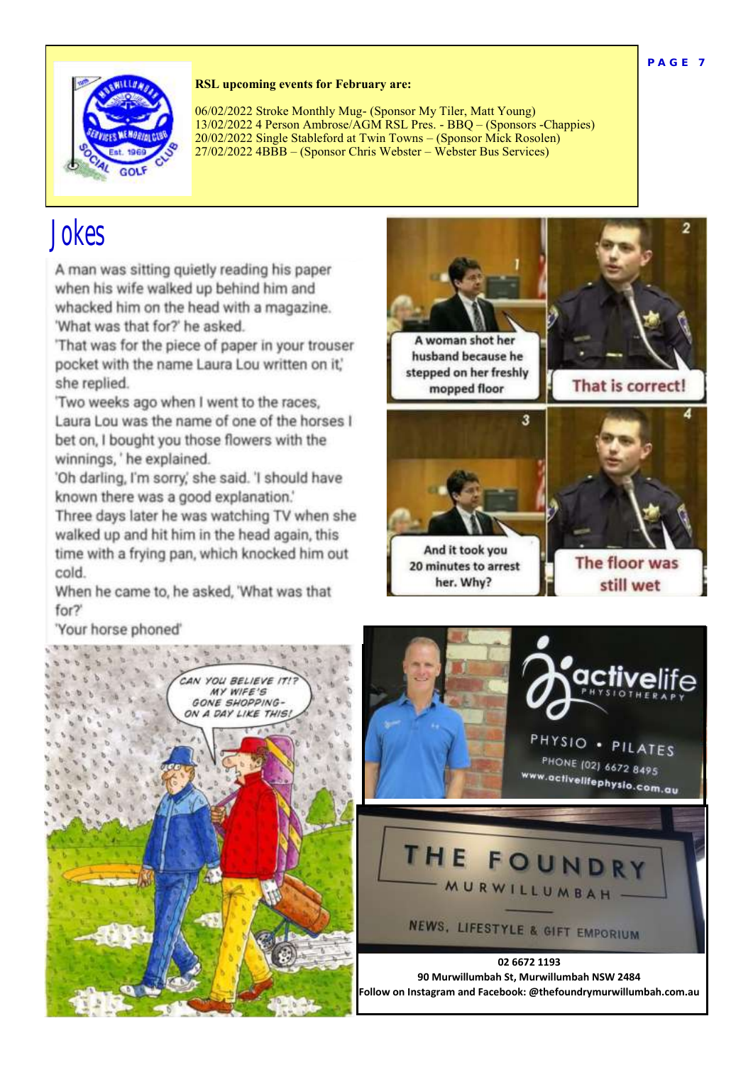**RSL upcoming events for February are:**

06/02/2022 Stroke Monthly Mug- (Sponsor My Tiler, Matt Young)
13/02/2022 4 Person Ambrose/AGM RSL Pres. - BBQ – (Sponsors -Chappies)
20/02/2022 Single Stableford at Twin Towns – (Sponsor Mick Rosolen)
27/02/2022 4BBB – (Sponsor Chris Webster – Webster Bus Services)

# Jokes

A man was sitting quietly reading his paper when his wife walked up behind him and whacked him on the head with a magazine.
'What was that for?' he asked.
'That was for the piece of paper in your trouser pocket with the name Laura Lou written on it,' she replied.
'Two weeks ago when I went to the races, Laura Lou was the name of one of the horses I bet on, I bought you those flowers with the winnings, ' he explained.
'Oh darling, I'm sorry,' she said. 'I should have known there was a good explanation.'
Three days later he was watching TV when she walked up and hit him in the head again, this time with a frying pan, which knocked him out cold.
When he came to, he asked, 'What was that for?'
'Your horse phoned'

02 6672 1193
90 Murwillumbah St, Murwillumbah NSW 2484
Follow on Instagram and Facebook: @thefoundrymurwillumbah.com.au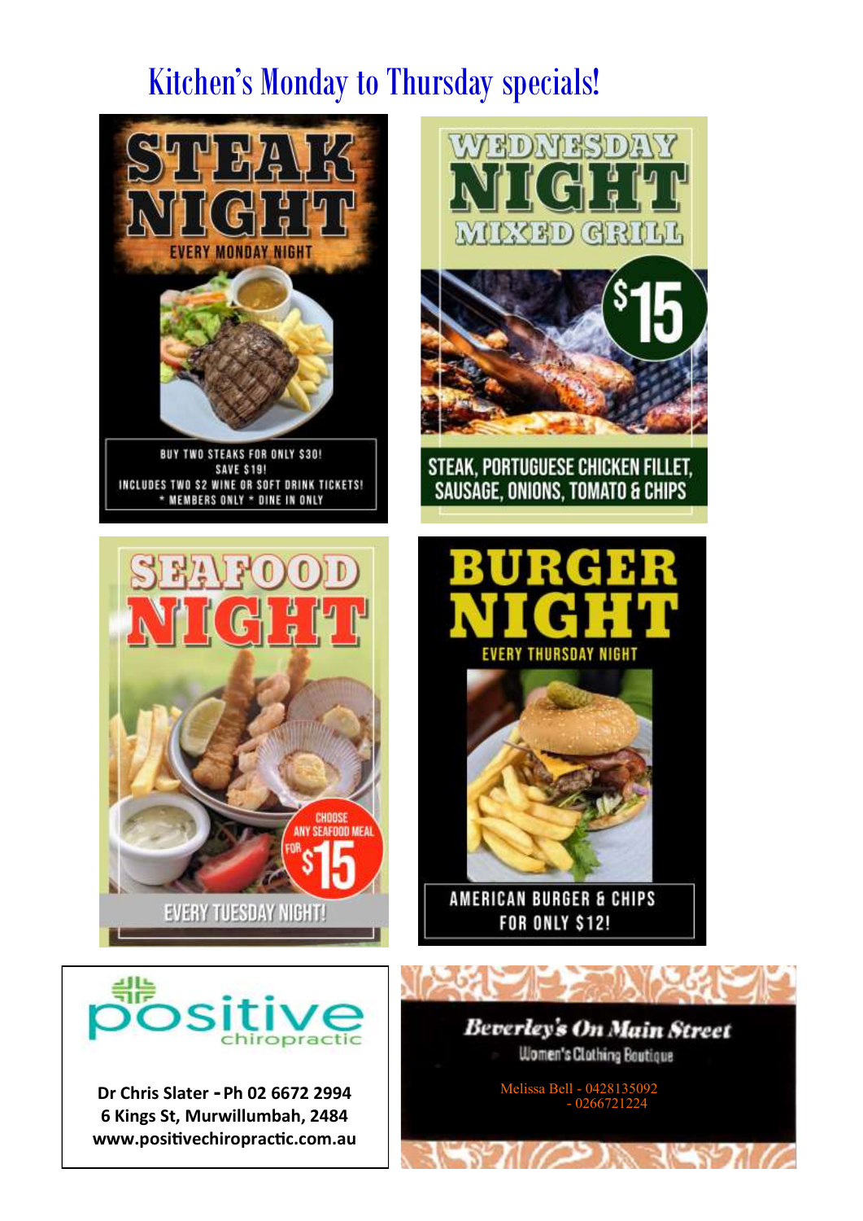# Kitchen's Monday to Thursday specials!

**STEAK NIGHT**

EVERY MONDAY NIGHT

BUY TWO STEAKS FOR ONLY $30!
SAVE $19!
INCLUDES TWO $2 WINE OR SOFT DRINK TICKETS!
* MEMBERS ONLY * DINE IN ONLY

**WEDNESDAY NIGHT MIXED GRILL**

$15

STEAK, PORTUGUESE CHICKEN FILLET, SAUSAGE, ONIONS, TOMATO & CHIPS

**SEAFOOD NIGHT**

CHOOSE ANY SEAFOOD MEAL FOR $15

EVERY TUESDAY NIGHT!

**BURGER NIGHT**

EVERY THURSDAY NIGHT

AMERICAN BURGER & CHIPS
FOR ONLY $12!

positive chiropractic

**Dr Chris Slater - Ph 02 6672 2994**
**6 Kings St, Murwillumbah, 2484**
**www.positivechiropractic.com.au**

*Beverley's On Main Street*

Women's Clothing Boutique

Melissa Bell - 0428135092
- 0266721224